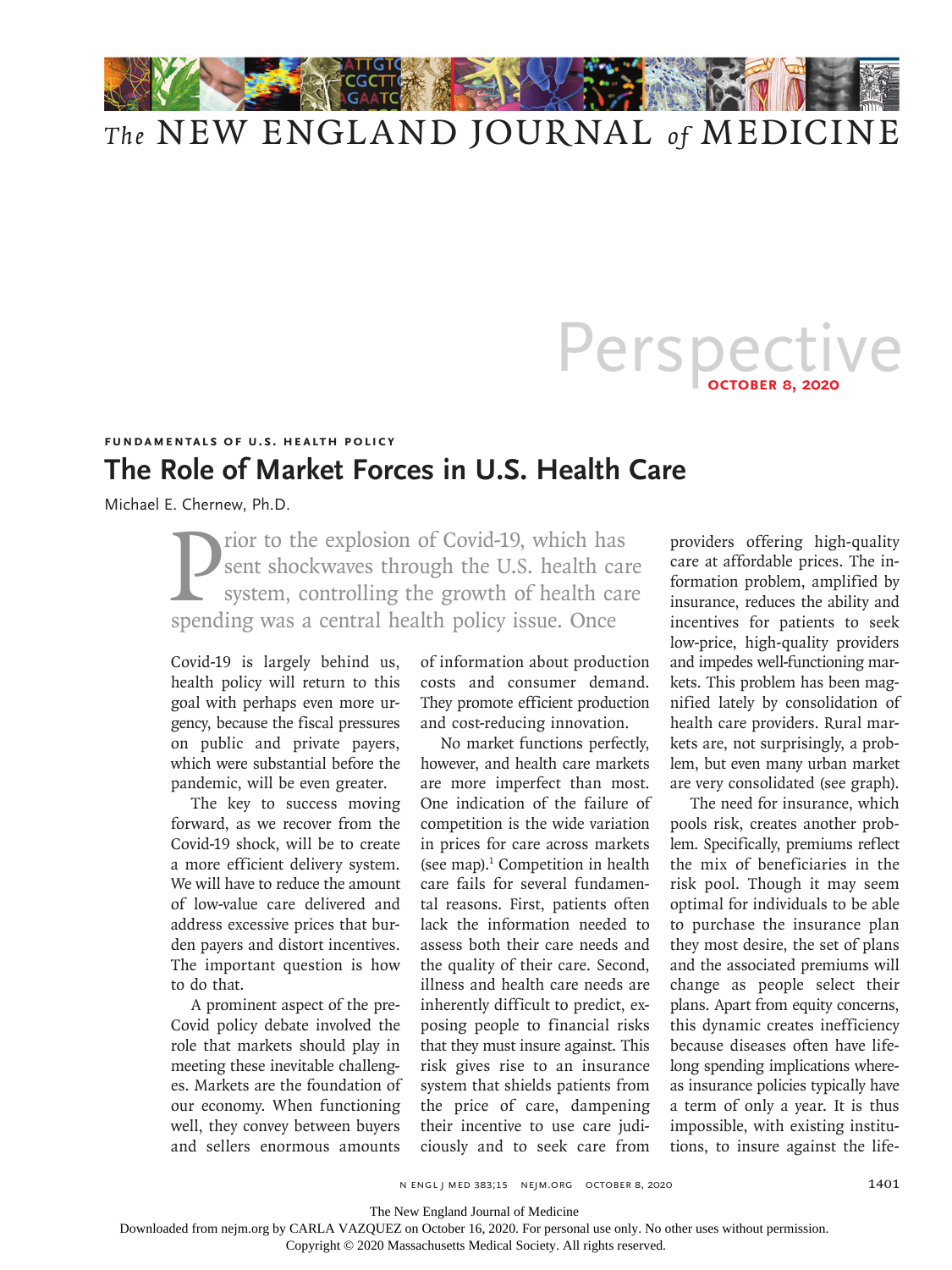# The New England Journal of Medicine

## Perspective

OCTOBER 8, 2020

FUNDAMENTALS OF U.S. HEALTH POLICY

## The Role of Market Forces in U.S. Health Care

Michael E. Chernew, Ph.D.

Prior to the explosion of Covid-19, which has sent shockwaves through the U.S. health care system, controlling the growth of health care spending was a central health policy issue. Once Covid-19 is largely behind us, health policy will return to this goal with perhaps even more urgency, because the fiscal pressures on public and private payers, which were substantial before the pandemic, will be even greater.

The key to success moving forward, as we recover from the Covid-19 shock, will be to create a more efficient delivery system. We will have to reduce the amount of low-value care delivered and address excessive prices that burden payers and distort incentives. The important question is how to do that.

A prominent aspect of the pre-Covid policy debate involved the role that markets should play in meeting these inevitable challenges. Markets are the foundation of our economy. When functioning well, they convey between buyers and sellers enormous amounts of information about production costs and consumer demand. They promote efficient production and cost-reducing innovation.

No market functions perfectly, however, and health care markets are more imperfect than most. One indication of the failure of competition is the wide variation in prices for care across markets (see map).[1] Competition in health care fails for several fundamental reasons. First, patients often lack the information needed to assess both their care needs and the quality of their care. Second, illness and health care needs are inherently difficult to predict, exposing people to financial risks that they must insure against. This risk gives rise to an insurance system that shields patients from the price of care, dampening their incentive to use care judiciously and to seek care from providers offering high-quality care at affordable prices. The information problem, amplified by insurance, reduces the ability and incentives for patients to seek low-price, high-quality providers and impedes well-functioning markets. This problem has been magnified lately by consolidation of health care providers. Rural markets are, not surprisingly, a problem, but even many urban market are very consolidated (see graph).

The need for insurance, which pools risk, creates another problem. Specifically, premiums reflect the mix of beneficiaries in the risk pool. Though it may seem optimal for individuals to be able to purchase the insurance plan they most desire, the set of plans and the associated premiums will change as people select their plans. Apart from equity concerns, this dynamic creates inefficiency because diseases often have lifelong spending implications whereas insurance policies typically have a term of only a year. It is thus impossible, with existing institutions, to insure against the life-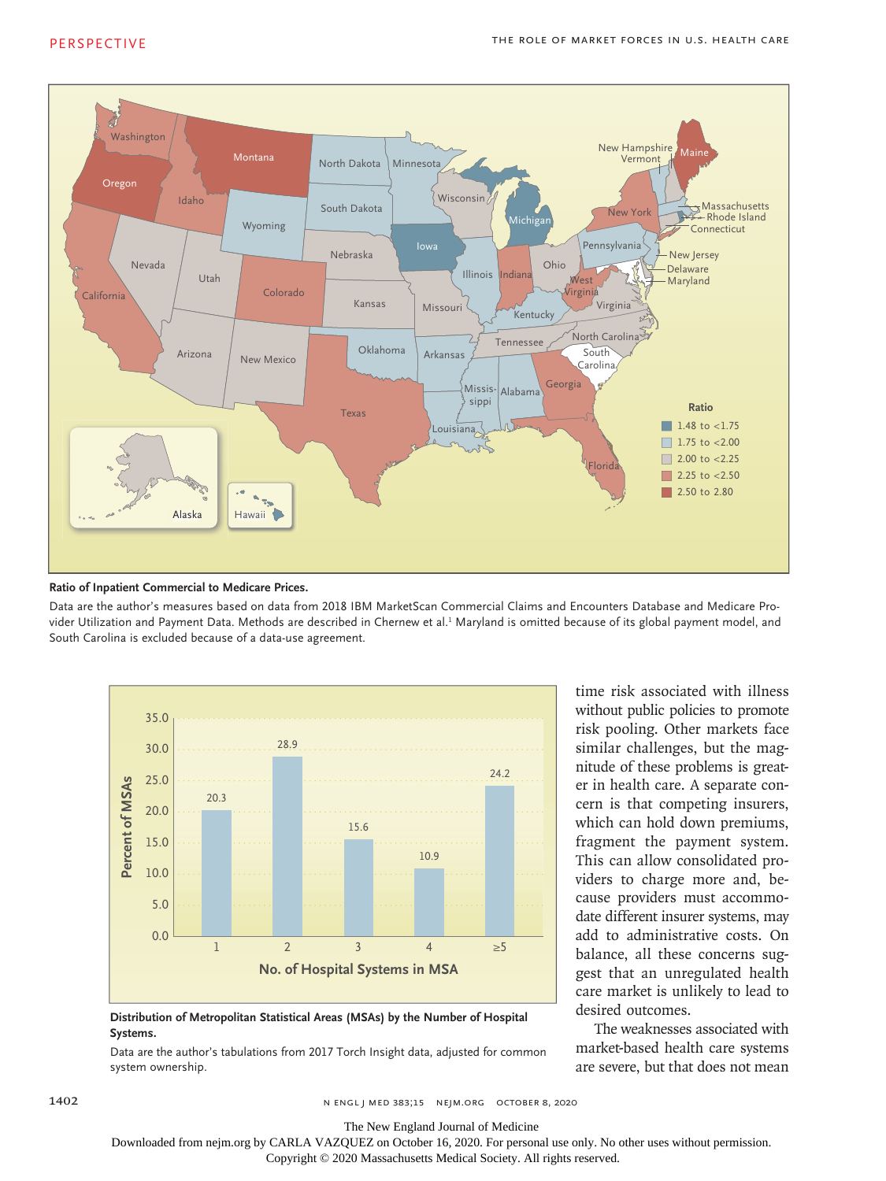**Ratio of Inpatient Commercial to Medicare Prices.**

Data are the author's measures based on data from 2018 IBM MarketScan Commercial Claims and Encounters Database and Medicare Provider Utilization and Payment Data. Methods are described in Chernew et al.[1] Maryland is omitted because of its global payment model, and South Carolina is excluded because of a data-use agreement.

| No. of Hospital Systems in MSA | Percent of MSAs |
|---|---|
| 1 | 20.3 |
| 2 | 28.9 |
| 3 | 15.6 |
| 4 | 10.9 |
| ≥5 | 24.2 |

**Distribution of Metropolitan Statistical Areas (MSAs) by the Number of Hospital Systems.**

Data are the author's tabulations from 2017 Torch Insight data, adjusted for common system ownership.

time risk associated with illness without public policies to promote risk pooling. Other markets face similar challenges, but the magnitude of these problems is greater in health care. A separate concern is that competing insurers, which can hold down premiums, fragment the payment system. This can allow consolidated providers to charge more and, because providers must accommodate different insurer systems, may add to administrative costs. On balance, all these concerns suggest that an unregulated health care market is unlikely to lead to desired outcomes.

The weaknesses associated with market-based health care systems are severe, but that does not mean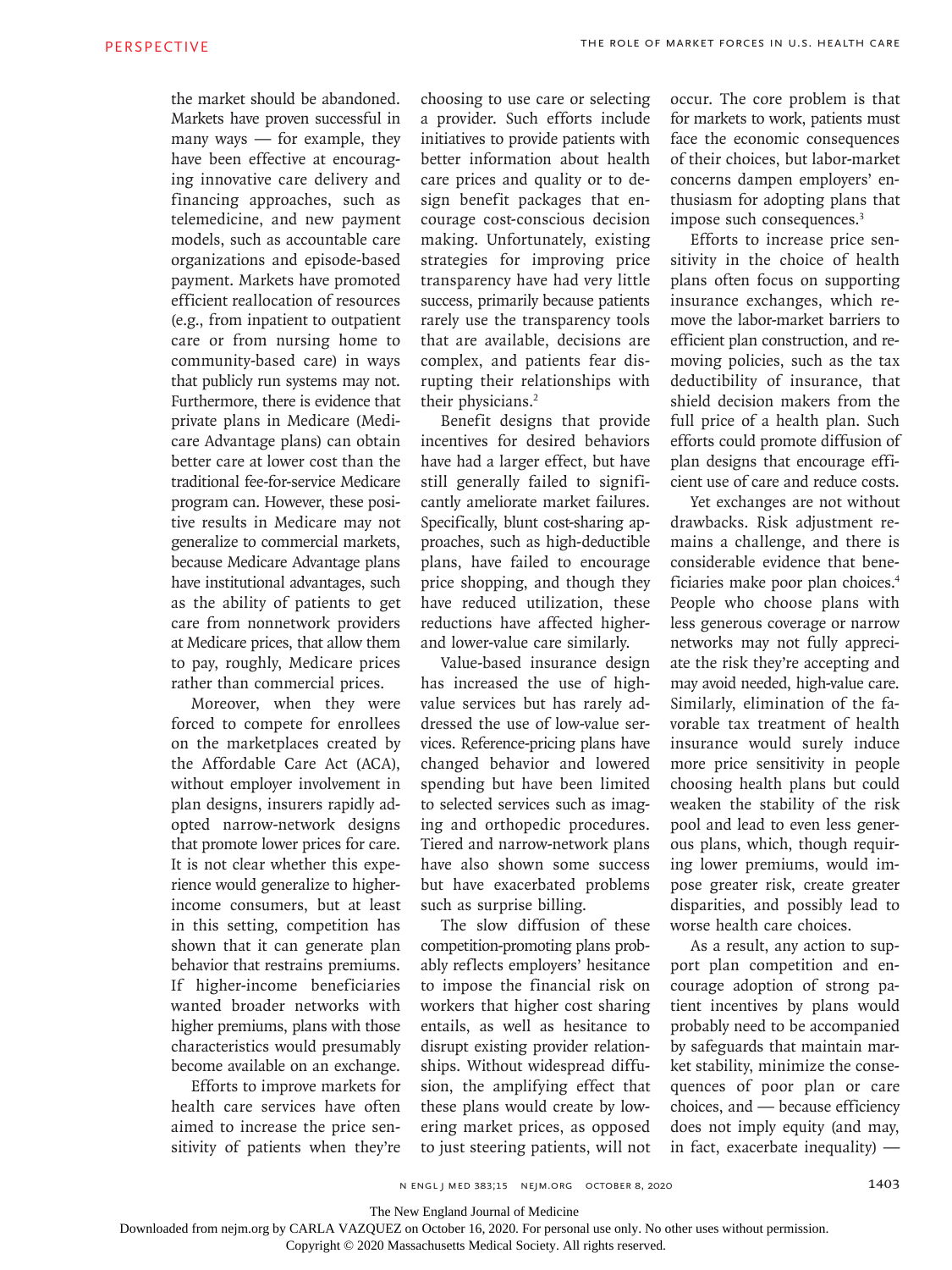the market should be abandoned. Markets have proven successful in many ways — for example, they have been effective at encouraging innovative care delivery and financing approaches, such as telemedicine, and new payment models, such as accountable care organizations and episode-based payment. Markets have promoted efficient reallocation of resources (e.g., from inpatient to outpatient care or from nursing home to community-based care) in ways that publicly run systems may not. Furthermore, there is evidence that private plans in Medicare (Medicare Advantage plans) can obtain better care at lower cost than the traditional fee-for-service Medicare program can. However, these positive results in Medicare may not generalize to commercial markets, because Medicare Advantage plans have institutional advantages, such as the ability of patients to get care from nonnetwork providers at Medicare prices, that allow them to pay, roughly, Medicare prices rather than commercial prices.

Moreover, when they were forced to compete for enrollees on the marketplaces created by the Affordable Care Act (ACA), without employer involvement in plan designs, insurers rapidly adopted narrow-network designs that promote lower prices for care. It is not clear whether this experience would generalize to higher-income consumers, but at least in this setting, competition has shown that it can generate plan behavior that restrains premiums. If higher-income beneficiaries wanted broader networks with higher premiums, plans with those characteristics would presumably become available on an exchange.

Efforts to improve markets for health care services have often aimed to increase the price sensitivity of patients when they're choosing to use care or selecting a provider. Such efforts include initiatives to provide patients with better information about health care prices and quality or to design benefit packages that encourage cost-conscious decision making. Unfortunately, existing strategies for improving price transparency have had very little success, primarily because patients rarely use the transparency tools that are available, decisions are complex, and patients fear disrupting their relationships with their physicians.[2]

Benefit designs that provide incentives for desired behaviors have had a larger effect, but have still generally failed to significantly ameliorate market failures. Specifically, blunt cost-sharing approaches, such as high-deductible plans, have failed to encourage price shopping, and though they have reduced utilization, these reductions have affected higher- and lower-value care similarly.

Value-based insurance design has increased the use of high-value services but has rarely addressed the use of low-value services. Reference-pricing plans have changed behavior and lowered spending but have been limited to selected services such as imaging and orthopedic procedures. Tiered and narrow-network plans have also shown some success but have exacerbated problems such as surprise billing.

The slow diffusion of these competition-promoting plans probably reflects employers' hesitance to impose the financial risk on workers that higher cost sharing entails, as well as hesitance to disrupt existing provider relationships. Without widespread diffusion, the amplifying effect that these plans would create by lowering market prices, as opposed to just steering patients, will not occur. The core problem is that for markets to work, patients must face the economic consequences of their choices, but labor-market concerns dampen employers' enthusiasm for adopting plans that impose such consequences.[3]

Efforts to increase price sensitivity in the choice of health plans often focus on supporting insurance exchanges, which remove the labor-market barriers to efficient plan construction, and removing policies, such as the tax deductibility of insurance, that shield decision makers from the full price of a health plan. Such efforts could promote diffusion of plan designs that encourage efficient use of care and reduce costs.

Yet exchanges are not without drawbacks. Risk adjustment remains a challenge, and there is considerable evidence that beneficiaries make poor plan choices.[4] People who choose plans with less generous coverage or narrow networks may not fully appreciate the risk they're accepting and may avoid needed, high-value care. Similarly, elimination of the favorable tax treatment of health insurance would surely induce more price sensitivity in people choosing health plans but could weaken the stability of the risk pool and lead to even less generous plans, which, though requiring lower premiums, would impose greater risk, create greater disparities, and possibly lead to worse health care choices.

As a result, any action to support plan competition and encourage adoption of strong patient incentives by plans would probably need to be accompanied by safeguards that maintain market stability, minimize the consequences of poor plan or care choices, and — because efficiency does not imply equity (and may, in fact, exacerbate inequality) —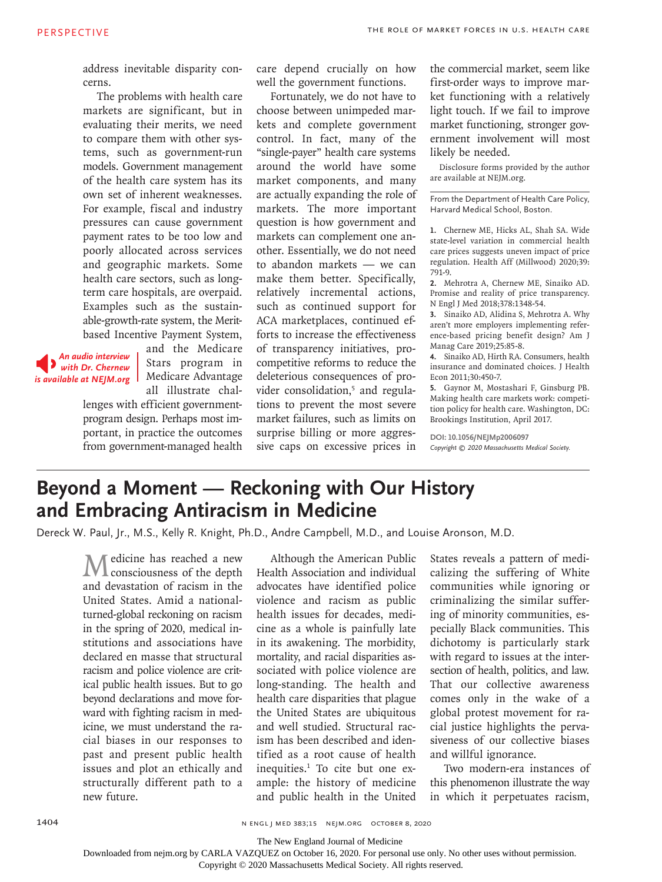address inevitable disparity concerns.

The problems with health care markets are significant, but in evaluating their merits, we need to compare them with other systems, such as government-run models. Government management of the health care system has its own set of inherent weaknesses. For example, fiscal and industry pressures can cause government payment rates to be too low and poorly allocated across services and geographic markets. Some health care sectors, such as long-term care hospitals, are overpaid. Examples such as the sustainable-growth-rate system, the Merit-based Incentive Payment System, and the Medicare Stars program in Medicare Advantage all illustrate challenges with efficient government-program design. Perhaps most important, in practice the outcomes from government-managed health care depend crucially on how well the government functions.

*An audio interview with Dr. Chernew is available at NEJM.org*

Fortunately, we do not have to choose between unimpeded markets and complete government control. In fact, many of the "single-payer" health care systems around the world have some market components, and many are actually expanding the role of markets. The more important question is how government and markets can complement one another. Essentially, we do not need to abandon markets — we can make them better. Specifically, relatively incremental actions, such as continued support for ACA marketplaces, continued efforts to increase the effectiveness of transparency initiatives, procompetitive reforms to reduce the deleterious consequences of provider consolidation,[5] and regulations to prevent the most severe market failures, such as limits on surprise billing or more aggressive caps on excessive prices in the commercial market, seem like first-order ways to improve market functioning with a relatively light touch. If we fail to improve market functioning, stronger government involvement will most likely be needed.

Disclosure forms provided by the author are available at NEJM.org.

From the Department of Health Care Policy, Harvard Medical School, Boston.

1. Chernew ME, Hicks AL, Shah SA. Wide state-level variation in commercial health care prices suggests uneven impact of price regulation. Health Aff (Millwood) 2020;39:791-9.
2. Mehrotra A, Chernew ME, Sinaiko AD. Promise and reality of price transparency. N Engl J Med 2018;378:1348-54.
3. Sinaiko AD, Alidina S, Mehrotra A. Why aren't more employers implementing reference-based pricing benefit design? Am J Manag Care 2019;25:85-8.
4. Sinaiko AD, Hirth RA. Consumers, health insurance and dominated choices. J Health Econ 2011;30:450-7.
5. Gaynor M, Mostashari F, Ginsburg PB. Making health care markets work: competition policy for health care. Washington, DC: Brookings Institution, April 2017.

DOI: 10.1056/NEJMp2006097
*Copyright © 2020 Massachusetts Medical Society.*

# Beyond a Moment — Reckoning with Our History and Embracing Antiracism in Medicine

Dereck W. Paul, Jr., M.S., Kelly R. Knight, Ph.D., Andre Campbell, M.D., and Louise Aronson, M.D.

Medicine has reached a new consciousness of the depth and devastation of racism in the United States. Amid a national-turned-global reckoning on racism in the spring of 2020, medical institutions and associations have declared en masse that structural racism and police violence are critical public health issues. But to go beyond declarations and move forward with fighting racism in medicine, we must understand the racial biases in our responses to past and present public health issues and plot an ethically and structurally different path to a new future.

Although the American Public Health Association and individual advocates have identified police violence and racism as public health issues for decades, medicine as a whole is painfully late in its awakening. The morbidity, mortality, and racial disparities associated with police violence are long-standing. The health and health care disparities that plague the United States are ubiquitous and well studied. Structural racism has been described and identified as a root cause of health inequities.[1] To cite but one example: the history of medicine and public health in the United States reveals a pattern of medicalizing the suffering of White communities while ignoring or criminalizing the similar suffering of minority communities, especially Black communities. This dichotomy is particularly stark with regard to issues at the intersection of health, politics, and law. That our collective awareness comes only in the wake of a global protest movement for racial justice highlights the pervasiveness of our collective biases and willful ignorance.

Two modern-era instances of this phenomenon illustrate the way in which it perpetuates racism,